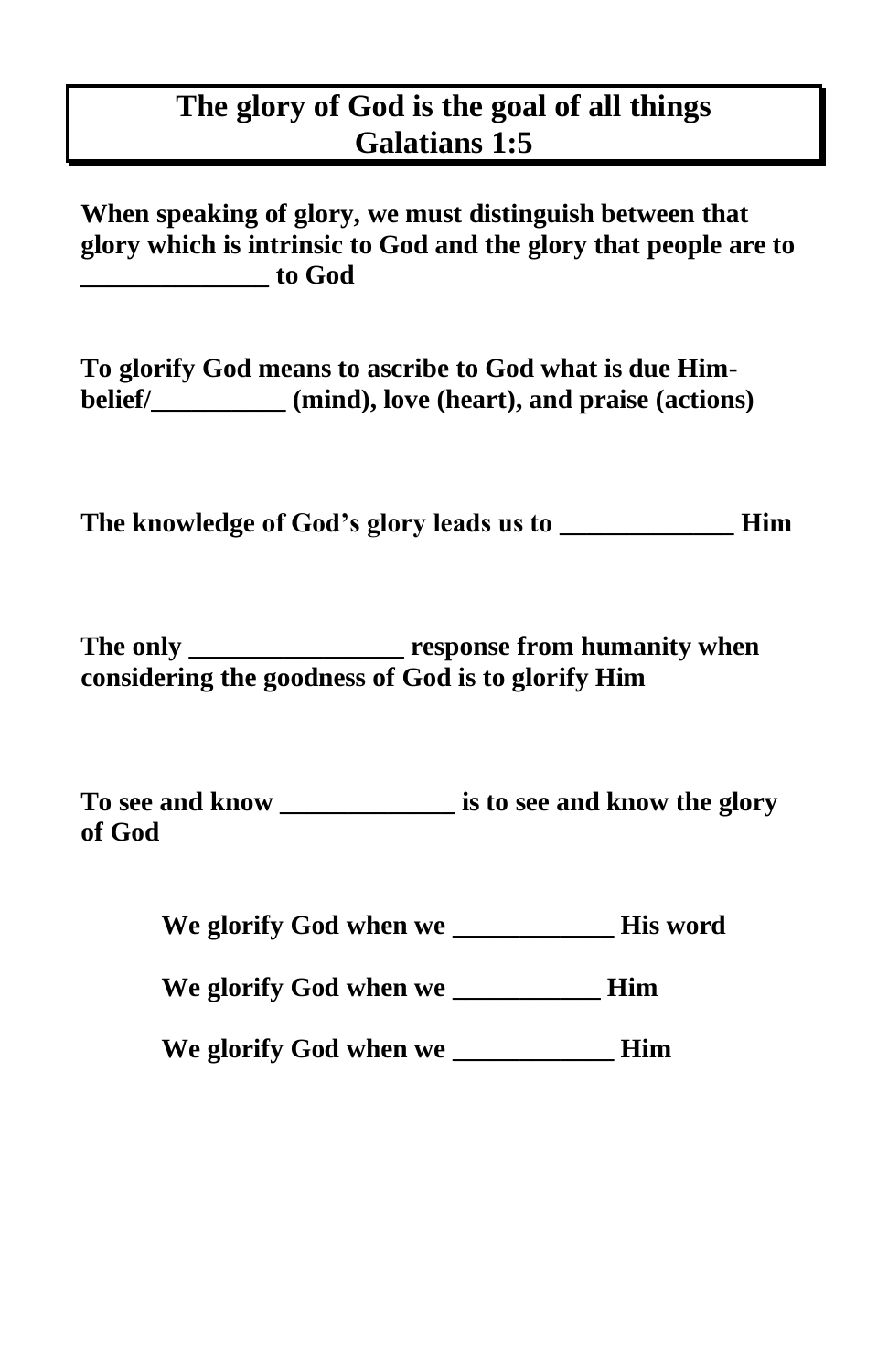# The glory of God is the goal of all things
## Galatians 1:5

**When speaking of glory, we must distinguish between that glory which is intrinsic to God and the glory that people are to ______________ to God**

**To glorify God means to ascribe to God what is due Him- belief/__________ (mind), love (heart), and praise (actions)**

**The knowledge of God's glory leads us to _____________ Him**

**The only ________________ response from humanity when considering the goodness of God is to glorify Him**

**To see and know _____________ is to see and know the glory of God**

**We glorify God when we ____________ His word**

**We glorify God when we ___________ Him**

**We glorify God when we ____________ Him**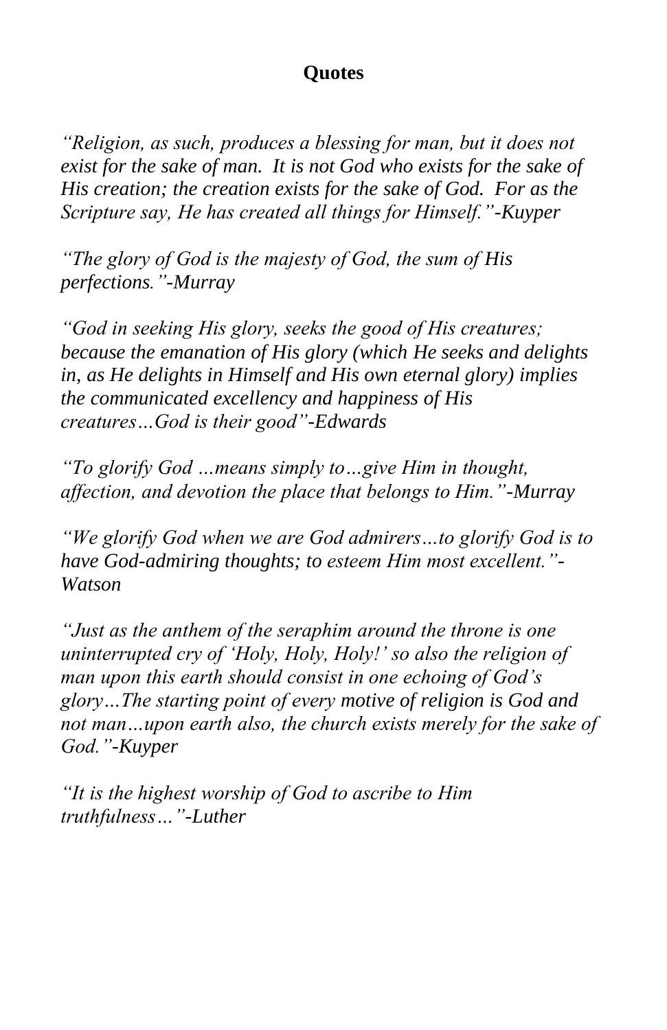# Quotes

*"Religion, as such, produces a blessing for man, but it does not exist for the sake of man. It is not God who exists for the sake of His creation; the creation exists for the sake of God. For as the Scripture say, He has created all things for Himself."-Kuyper*

*"The glory of God is the majesty of God, the sum of His perfections."-Murray*

*"God in seeking His glory, seeks the good of His creatures; because the emanation of His glory (which He seeks and delights in, as He delights in Himself and His own eternal glory) implies the communicated excellency and happiness of His creatures…God is their good"-Edwards*

*"To glorify God …means simply to…give Him in thought, affection, and devotion the place that belongs to Him."-Murray*

*"We glorify God when we are God admirers…to glorify God is to have God-admiring thoughts; to esteem Him most excellent."-Watson*

*"Just as the anthem of the seraphim around the throne is one uninterrupted cry of 'Holy, Holy, Holy!' so also the religion of man upon this earth should consist in one echoing of God's glory…The starting point of every motive of religion is God and not man…upon earth also, the church exists merely for the sake of God."-Kuyper*

*"It is the highest worship of God to ascribe to Him truthfulness…"-Luther*